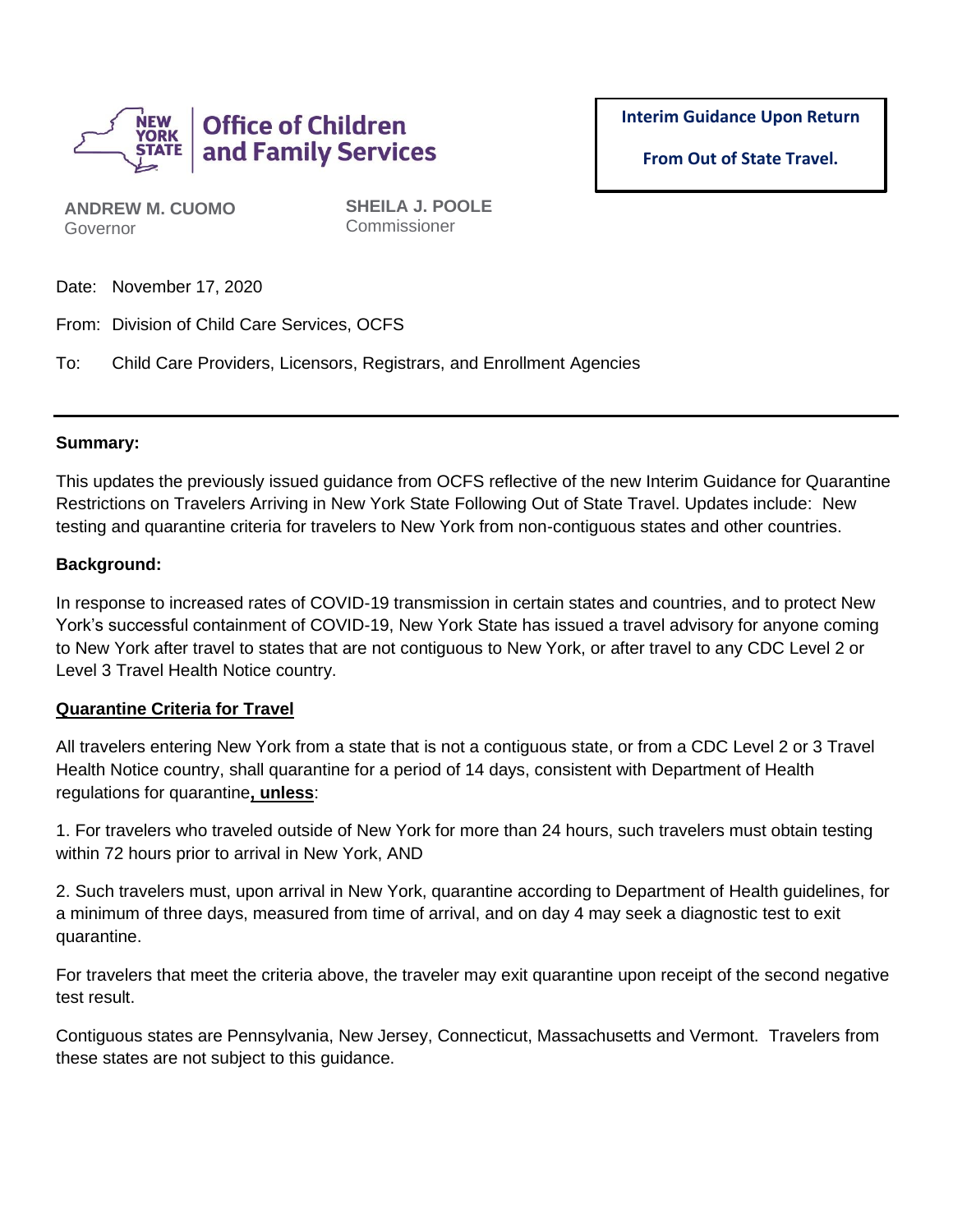**NEW YORK STATE | Office of Children and Family Services**

**Interim Guidance Upon Return From Out of State Travel.**

**ANDREW M. CUOMO**
Governor

**SHEILA J. POOLE**
Commissioner

Date: November 17, 2020

From: Division of Child Care Services, OCFS

To: Child Care Providers, Licensors, Registrars, and Enrollment Agencies

---

**Summary:**

This updates the previously issued guidance from OCFS reflective of the new Interim Guidance for Quarantine Restrictions on Travelers Arriving in New York State Following Out of State Travel. Updates include: New testing and quarantine criteria for travelers to New York from non-contiguous states and other countries.

**Background:**

In response to increased rates of COVID-19 transmission in certain states and countries, and to protect New York's successful containment of COVID-19, New York State has issued a travel advisory for anyone coming to New York after travel to states that are not contiguous to New York, or after travel to any CDC Level 2 or Level 3 Travel Health Notice country.

**Quarantine Criteria for Travel**

All travelers entering New York from a state that is not a contiguous state, or from a CDC Level 2 or 3 Travel Health Notice country, shall quarantine for a period of 14 days, consistent with Department of Health regulations for quarantine**, unless**:

1. For travelers who traveled outside of New York for more than 24 hours, such travelers must obtain testing within 72 hours prior to arrival in New York, AND

2. Such travelers must, upon arrival in New York, quarantine according to Department of Health guidelines, for a minimum of three days, measured from time of arrival, and on day 4 may seek a diagnostic test to exit quarantine.

For travelers that meet the criteria above, the traveler may exit quarantine upon receipt of the second negative test result.

Contiguous states are Pennsylvania, New Jersey, Connecticut, Massachusetts and Vermont. Travelers from these states are not subject to this guidance.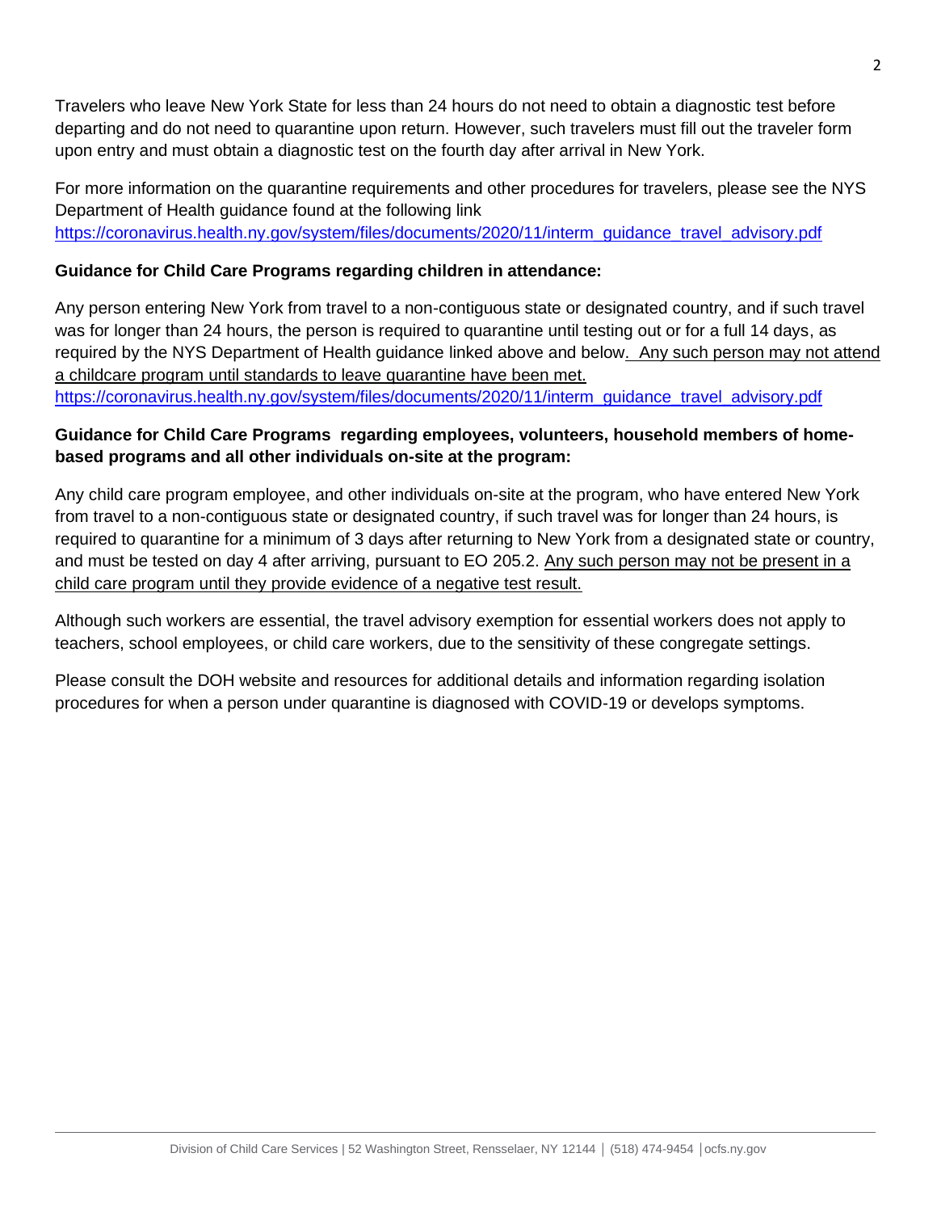Travelers who leave New York State for less than 24 hours do not need to obtain a diagnostic test before departing and do not need to quarantine upon return. However, such travelers must fill out the traveler form upon entry and must obtain a diagnostic test on the fourth day after arrival in New York.

For more information on the quarantine requirements and other procedures for travelers, please see the NYS Department of Health guidance found at the following link https://coronavirus.health.ny.gov/system/files/documents/2020/11/interm_guidance_travel_advisory.pdf

**Guidance for Child Care Programs regarding children in attendance:**

Any person entering New York from travel to a non-contiguous state or designated country, and if such travel was for longer than 24 hours, the person is required to quarantine until testing out or for a full 14 days, as required by the NYS Department of Health guidance linked above and below. Any such person may not attend a childcare program until standards to leave quarantine have been met.
https://coronavirus.health.ny.gov/system/files/documents/2020/11/interm_guidance_travel_advisory.pdf

**Guidance for Child Care Programs regarding employees, volunteers, household members of home-based programs and all other individuals on-site at the program:**

Any child care program employee, and other individuals on-site at the program, who have entered New York from travel to a non-contiguous state or designated country, if such travel was for longer than 24 hours, is required to quarantine for a minimum of 3 days after returning to New York from a designated state or country, and must be tested on day 4 after arriving, pursuant to EO 205.2. Any such person may not be present in a child care program until they provide evidence of a negative test result.

Although such workers are essential, the travel advisory exemption for essential workers does not apply to teachers, school employees, or child care workers, due to the sensitivity of these congregate settings.

Please consult the DOH website and resources for additional details and information regarding isolation procedures for when a person under quarantine is diagnosed with COVID-19 or develops symptoms.